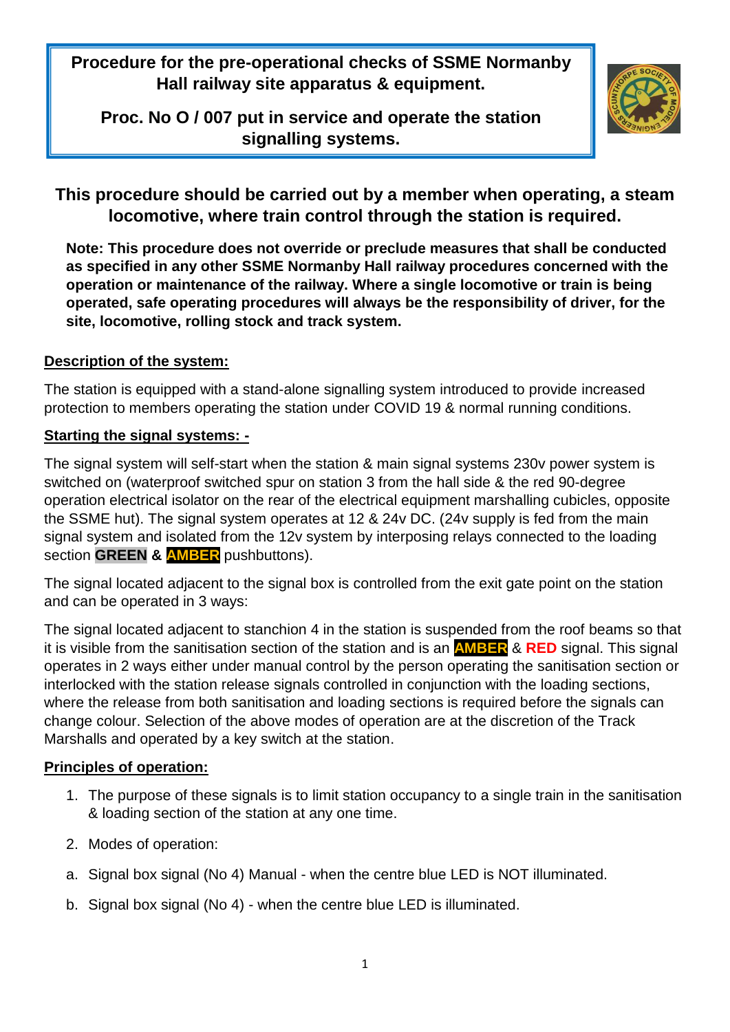**Procedure for the pre-operational checks of SSME Normanby Hall railway site apparatus & equipment.**

**Proc. No O / 007 put in service and operate the station signalling systems.**

## This procedure should be carried out by a member when operating, a steam locomotive, where train control through the station is required.

**Note: This procedure does not override or preclude measures that shall be conducted as specified in any other SSME Normanby Hall railway procedures concerned with the operation or maintenance of the railway. Where a single locomotive or train is being operated, safe operating procedures will always be the responsibility of driver, for the site, locomotive, rolling stock and track system.**

### Description of the system:

The station is equipped with a stand-alone signalling system introduced to provide increased protection to members operating the station under COVID 19 & normal running conditions.

### Starting the signal systems: -

The signal system will self-start when the station & main signal systems 230v power system is switched on (waterproof switched spur on station 3 from the hall side & the red 90-degree operation electrical isolator on the rear of the electrical equipment marshalling cubicles, opposite the SSME hut). The signal system operates at 12 & 24v DC. (24v supply is fed from the main signal system and isolated from the 12v system by interposing relays connected to the loading section **GREEN** & **AMBER** pushbuttons).

The signal located adjacent to the signal box is controlled from the exit gate point on the station and can be operated in 3 ways:

The signal located adjacent to stanchion 4 in the station is suspended from the roof beams so that it is visible from the sanitisation section of the station and is an **AMBER** & **RED** signal. This signal operates in 2 ways either under manual control by the person operating the sanitisation section or interlocked with the station release signals controlled in conjunction with the loading sections, where the release from both sanitisation and loading sections is required before the signals can change colour. Selection of the above modes of operation are at the discretion of the Track Marshalls and operated by a key switch at the station.

### Principles of operation:

1. The purpose of these signals is to limit station occupancy to a single train in the sanitisation & loading section of the station at any one time.
2. Modes of operation:

a. Signal box signal (No 4) Manual - when the centre blue LED is NOT illuminated.

b. Signal box signal (No 4) - when the centre blue LED is illuminated.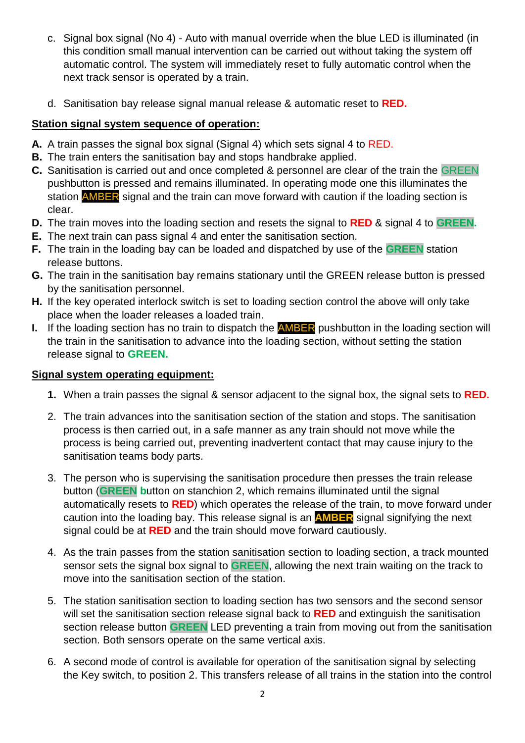c. Signal box signal (No 4) - Auto with manual override when the blue LED is illuminated (in this condition small manual intervention can be carried out without taking the system off automatic control. The system will immediately reset to fully automatic control when the next track sensor is operated by a train.

d. Sanitisation bay release signal manual release & automatic reset to **RED.**

**Station signal system sequence of operation:**

**A.** A train passes the signal box signal (Signal 4) which sets signal 4 to RED.
**B.** The train enters the sanitisation bay and stops handbrake applied.
**C.** Sanitisation is carried out and once completed & personnel are clear of the train the GREEN pushbutton is pressed and remains illuminated. In operating mode one this illuminates the station AMBER signal and the train can move forward with caution if the loading section is clear.
**D.** The train moves into the loading section and resets the signal to **RED** & signal 4 to **GREEN.**
**E.** The next train can pass signal 4 and enter the sanitisation section.
**F.** The train in the loading bay can be loaded and dispatched by use of the **GREEN** station release buttons.
**G.** The train in the sanitisation bay remains stationary until the GREEN release button is pressed by the sanitisation personnel.
**H.** If the key operated interlock switch is set to loading section control the above will only take place when the loader releases a loaded train.
**I.** If the loading section has no train to dispatch the AMBER pushbutton in the loading section will the train in the sanitisation to advance into the loading section, without setting the station release signal to **GREEN.**

**Signal system operating equipment:**

1. When a train passes the signal & sensor adjacent to the signal box, the signal sets to **RED.**

2. The train advances into the sanitisation section of the station and stops. The sanitisation process is then carried out, in a safe manner as any train should not move while the process is being carried out, preventing inadvertent contact that may cause injury to the sanitisation teams body parts.

3. The person who is supervising the sanitisation procedure then presses the train release button (**GREEN b**utton on stanchion 2, which remains illuminated until the signal automatically resets to **RED**) which operates the release of the train, to move forward under caution into the loading bay. This release signal is an **AMBER** signal signifying the next signal could be at **RED** and the train should move forward cautiously.

4. As the train passes from the station sanitisation section to loading section, a track mounted sensor sets the signal box signal to **GREEN**, allowing the next train waiting on the track to move into the sanitisation section of the station.

5. The station sanitisation section to loading section has two sensors and the second sensor will set the sanitisation section release signal back to **RED** and extinguish the sanitisation section release button **GREEN** LED preventing a train from moving out from the sanitisation section. Both sensors operate on the same vertical axis.

6. A second mode of control is available for operation of the sanitisation signal by selecting the Key switch, to position 2. This transfers release of all trains in the station into the control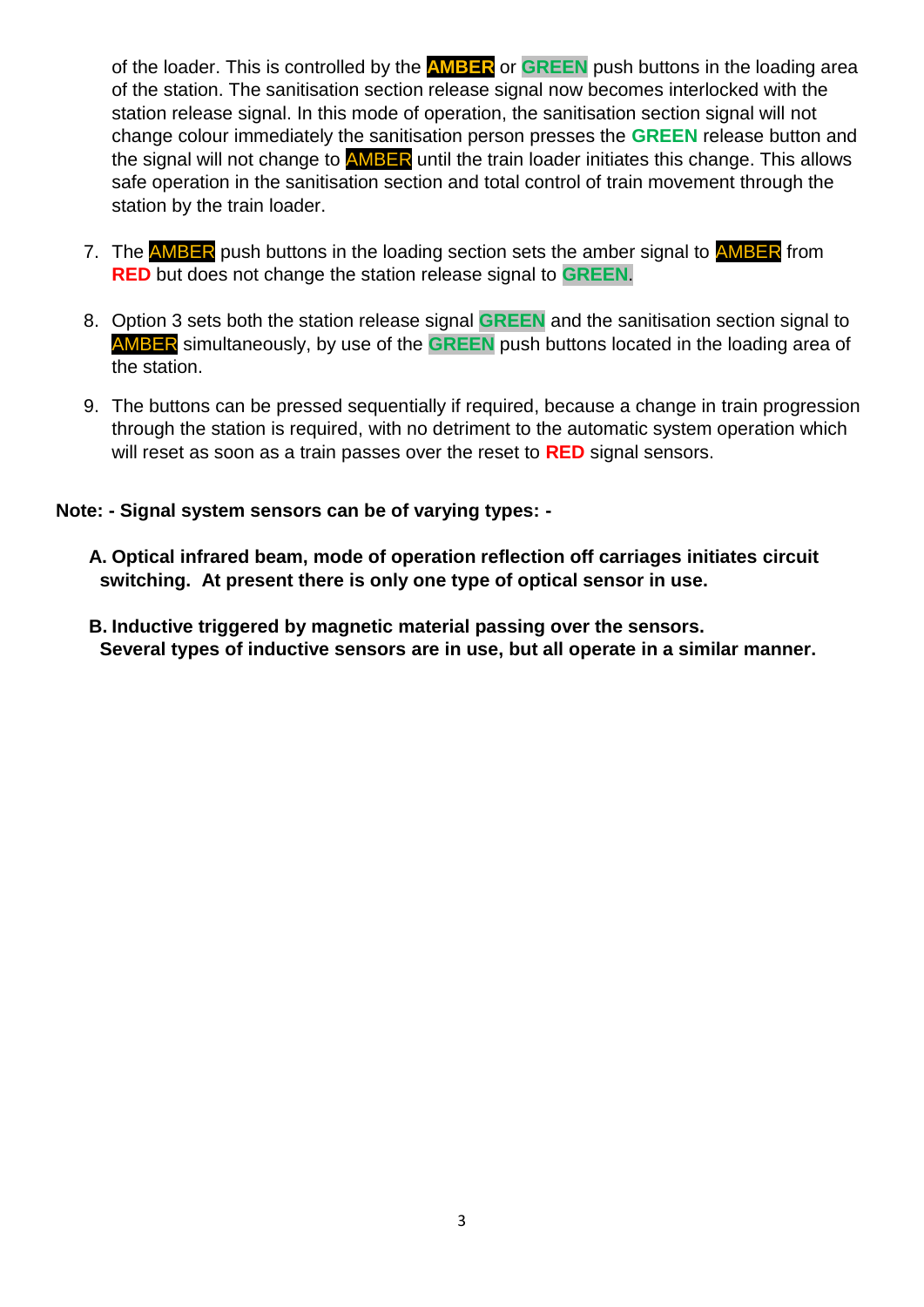of the loader. This is controlled by the **AMBER** or **GREEN** push buttons in the loading area of the station. The sanitisation section release signal now becomes interlocked with the station release signal. In this mode of operation, the sanitisation section signal will not change colour immediately the sanitisation person presses the **GREEN** release button and the signal will not change to AMBER until the train loader initiates this change. This allows safe operation in the sanitisation section and total control of train movement through the station by the train loader.

7. The AMBER push buttons in the loading section sets the amber signal to AMBER from **RED** but does not change the station release signal to **GREEN**.

8. Option 3 sets both the station release signal **GREEN** and the sanitisation section signal to AMBER simultaneously, by use of the **GREEN** push buttons located in the loading area of the station.

9. The buttons can be pressed sequentially if required, because a change in train progression through the station is required, with no detriment to the automatic system operation which will reset as soon as a train passes over the reset to **RED** signal sensors.

**Note: - Signal system sensors can be of varying types: -**

**A. Optical infrared beam, mode of operation reflection off carriages initiates circuit switching. At present there is only one type of optical sensor in use.**

**B. Inductive triggered by magnetic material passing over the sensors. Several types of inductive sensors are in use, but all operate in a similar manner.**